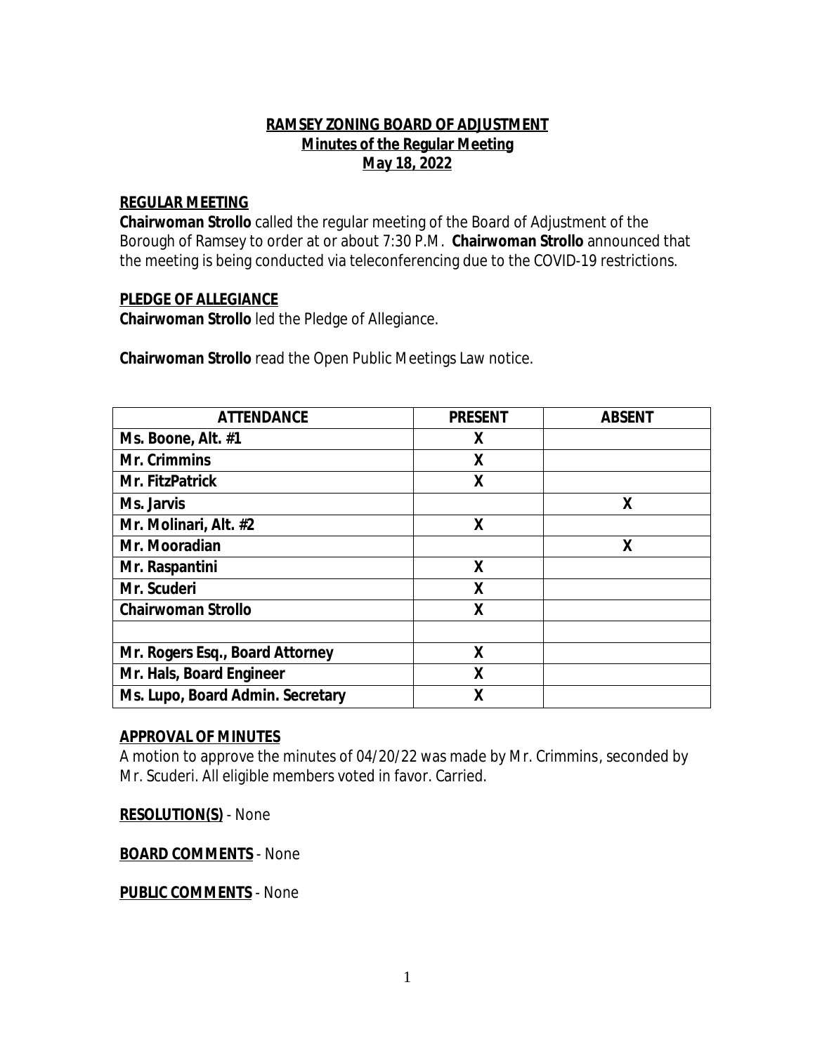# RAMSEY ZONING BOARD OF ADJUSTMENT
## Minutes of the Regular Meeting
## May 18, 2022

### REGULAR MEETING

**Chairwoman Strollo** called the regular meeting of the Board of Adjustment of the Borough of Ramsey to order at or about 7:30 P.M. **Chairwoman Strollo** announced that the meeting is being conducted via teleconferencing due to the COVID-19 restrictions.

### PLEDGE OF ALLEGIANCE

**Chairwoman Strollo** led the Pledge of Allegiance.

**Chairwoman Strollo** read the Open Public Meetings Law notice.

| ATTENDANCE | PRESENT | ABSENT |
|---|---|---|
| **Ms. Boone, Alt. #1** | X | |
| **Mr. Crimmins** | X | |
| **Mr. FitzPatrick** | X | |
| **Ms. Jarvis** | | X |
| **Mr. Molinari, Alt. #2** | X | |
| **Mr. Mooradian** | | X |
| **Mr. Raspantini** | X | |
| **Mr. Scuderi** | X | |
| **Chairwoman Strollo** | X | |
| | | |
| **Mr. Rogers Esq., Board Attorney** | X | |
| **Mr. Hals, Board Engineer** | X | |
| **Ms. Lupo, Board Admin. Secretary** | X | |

### APPROVAL OF MINUTES

A motion to approve the minutes of 04/20/22 was made by Mr. Crimmins, seconded by Mr. Scuderi. All eligible members voted in favor. Carried.

**RESOLUTION(S)** - None

**BOARD COMMENTS** - None

**PUBLIC COMMENTS** - None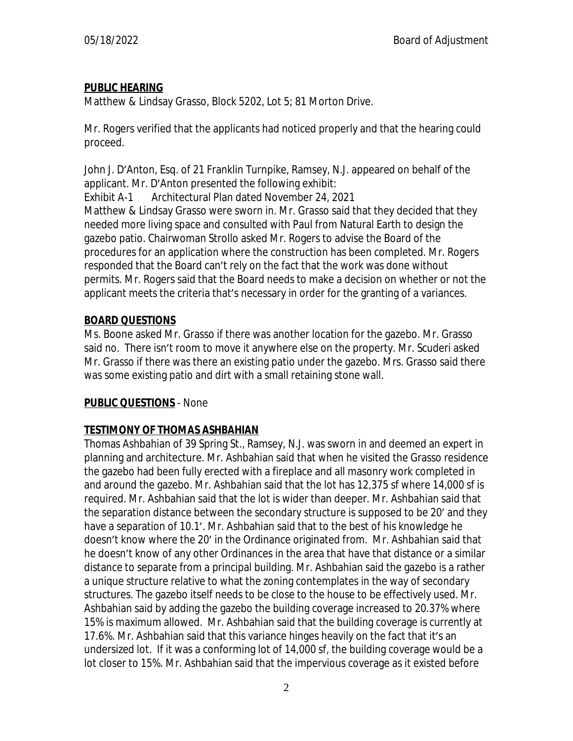**PUBLIC HEARING**

Matthew & Lindsay Grasso, Block 5202, Lot 5; 81 Morton Drive.

Mr. Rogers verified that the applicants had noticed properly and that the hearing could proceed.

John J. D'Anton, Esq. of 21 Franklin Turnpike, Ramsey, N.J. appeared on behalf of the applicant. Mr. D'Anton presented the following exhibit:

Exhibit A-1 Architectural Plan dated November 24, 2021

Matthew & Lindsay Grasso were sworn in. Mr. Grasso said that they decided that they needed more living space and consulted with Paul from Natural Earth to design the gazebo patio. Chairwoman Strollo asked Mr. Rogers to advise the Board of the procedures for an application where the construction has been completed. Mr. Rogers responded that the Board can't rely on the fact that the work was done without permits. Mr. Rogers said that the Board needs to make a decision on whether or not the applicant meets the criteria that's necessary in order for the granting of a variances.

**BOARD QUESTIONS**

Ms. Boone asked Mr. Grasso if there was another location for the gazebo. Mr. Grasso said no. There isn't room to move it anywhere else on the property. Mr. Scuderi asked Mr. Grasso if there was there an existing patio under the gazebo. Mrs. Grasso said there was some existing patio and dirt with a small retaining stone wall.

**PUBLIC QUESTIONS** - None

**TESTIMONY OF THOMAS ASHBAHIAN**

Thomas Ashbahian of 39 Spring St., Ramsey, N.J. was sworn in and deemed an expert in planning and architecture. Mr. Ashbahian said that when he visited the Grasso residence the gazebo had been fully erected with a fireplace and all masonry work completed in and around the gazebo. Mr. Ashbahian said that the lot has 12,375 sf where 14,000 sf is required. Mr. Ashbahian said that the lot is wider than deeper. Mr. Ashbahian said that the separation distance between the secondary structure is supposed to be 20' and they have a separation of 10.1'. Mr. Ashbahian said that to the best of his knowledge he doesn't know where the 20' in the Ordinance originated from. Mr. Ashbahian said that he doesn't know of any other Ordinances in the area that have that distance or a similar distance to separate from a principal building. Mr. Ashbahian said the gazebo is a rather a unique structure relative to what the zoning contemplates in the way of secondary structures. The gazebo itself needs to be close to the house to be effectively used. Mr. Ashbahian said by adding the gazebo the building coverage increased to 20.37% where 15% is maximum allowed. Mr. Ashbahian said that the building coverage is currently at 17.6%. Mr. Ashbahian said that this variance hinges heavily on the fact that it's an undersized lot. If it was a conforming lot of 14,000 sf, the building coverage would be a lot closer to 15%. Mr. Ashbahian said that the impervious coverage as it existed before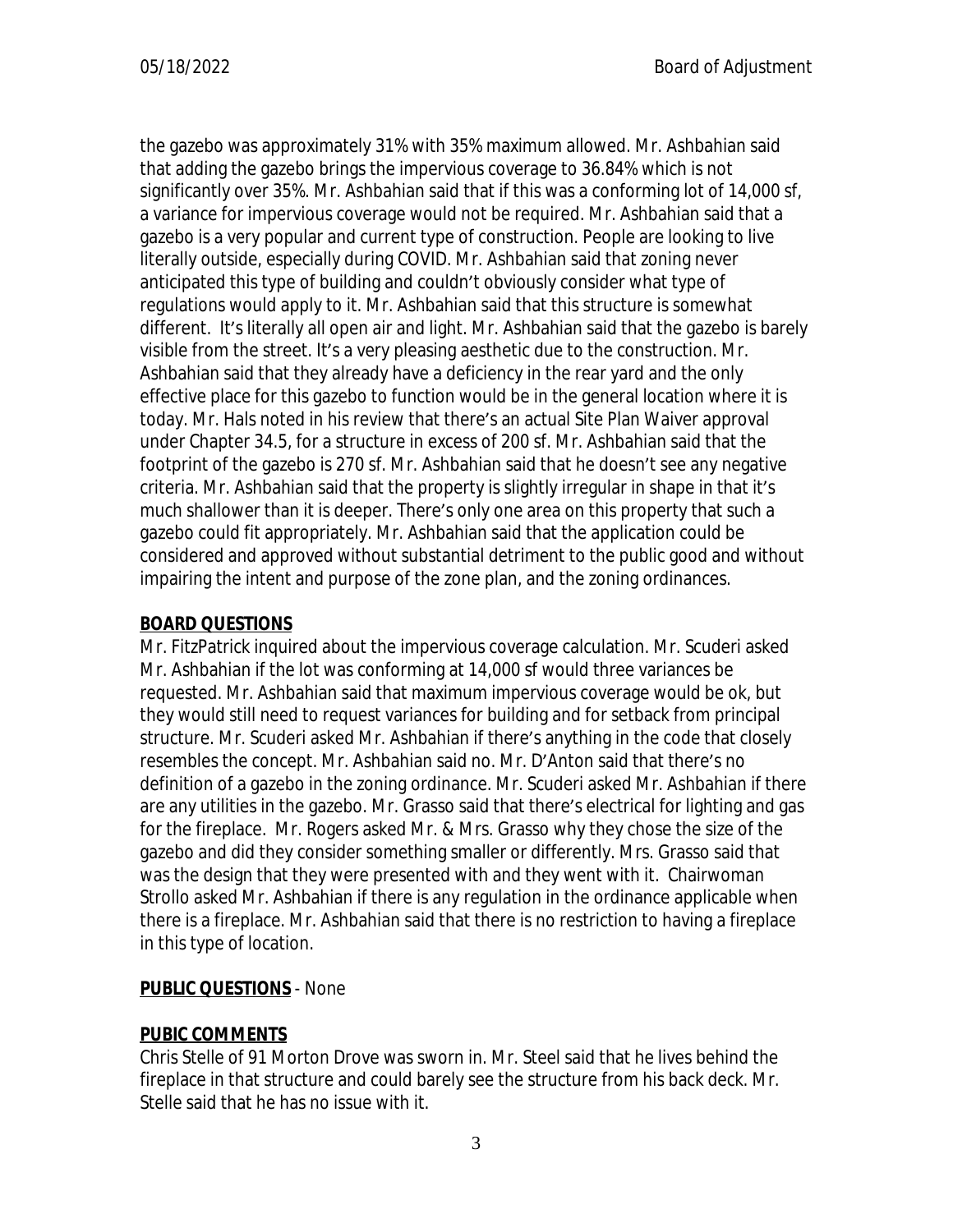the gazebo was approximately 31% with 35% maximum allowed. Mr. Ashbahian said that adding the gazebo brings the impervious coverage to 36.84% which is not significantly over 35%. Mr. Ashbahian said that if this was a conforming lot of 14,000 sf, a variance for impervious coverage would not be required. Mr. Ashbahian said that a gazebo is a very popular and current type of construction. People are looking to live literally outside, especially during COVID. Mr. Ashbahian said that zoning never anticipated this type of building and couldn't obviously consider what type of regulations would apply to it. Mr. Ashbahian said that this structure is somewhat different. It's literally all open air and light. Mr. Ashbahian said that the gazebo is barely visible from the street. It's a very pleasing aesthetic due to the construction. Mr. Ashbahian said that they already have a deficiency in the rear yard and the only effective place for this gazebo to function would be in the general location where it is today. Mr. Hals noted in his review that there's an actual Site Plan Waiver approval under Chapter 34.5, for a structure in excess of 200 sf. Mr. Ashbahian said that the footprint of the gazebo is 270 sf. Mr. Ashbahian said that he doesn't see any negative criteria. Mr. Ashbahian said that the property is slightly irregular in shape in that it's much shallower than it is deeper. There's only one area on this property that such a gazebo could fit appropriately. Mr. Ashbahian said that the application could be considered and approved without substantial detriment to the public good and without impairing the intent and purpose of the zone plan, and the zoning ordinances.

**BOARD QUESTIONS**

Mr. FitzPatrick inquired about the impervious coverage calculation. Mr. Scuderi asked Mr. Ashbahian if the lot was conforming at 14,000 sf would three variances be requested. Mr. Ashbahian said that maximum impervious coverage would be ok, but they would still need to request variances for building and for setback from principal structure. Mr. Scuderi asked Mr. Ashbahian if there's anything in the code that closely resembles the concept. Mr. Ashbahian said no. Mr. D'Anton said that there's no definition of a gazebo in the zoning ordinance. Mr. Scuderi asked Mr. Ashbahian if there are any utilities in the gazebo. Mr. Grasso said that there's electrical for lighting and gas for the fireplace. Mr. Rogers asked Mr. & Mrs. Grasso why they chose the size of the gazebo and did they consider something smaller or differently. Mrs. Grasso said that was the design that they were presented with and they went with it. Chairwoman Strollo asked Mr. Ashbahian if there is any regulation in the ordinance applicable when there is a fireplace. Mr. Ashbahian said that there is no restriction to having a fireplace in this type of location.

**PUBLIC QUESTIONS** - None

**PUBIC COMMENTS**

Chris Stelle of 91 Morton Drove was sworn in. Mr. Steel said that he lives behind the fireplace in that structure and could barely see the structure from his back deck. Mr. Stelle said that he has no issue with it.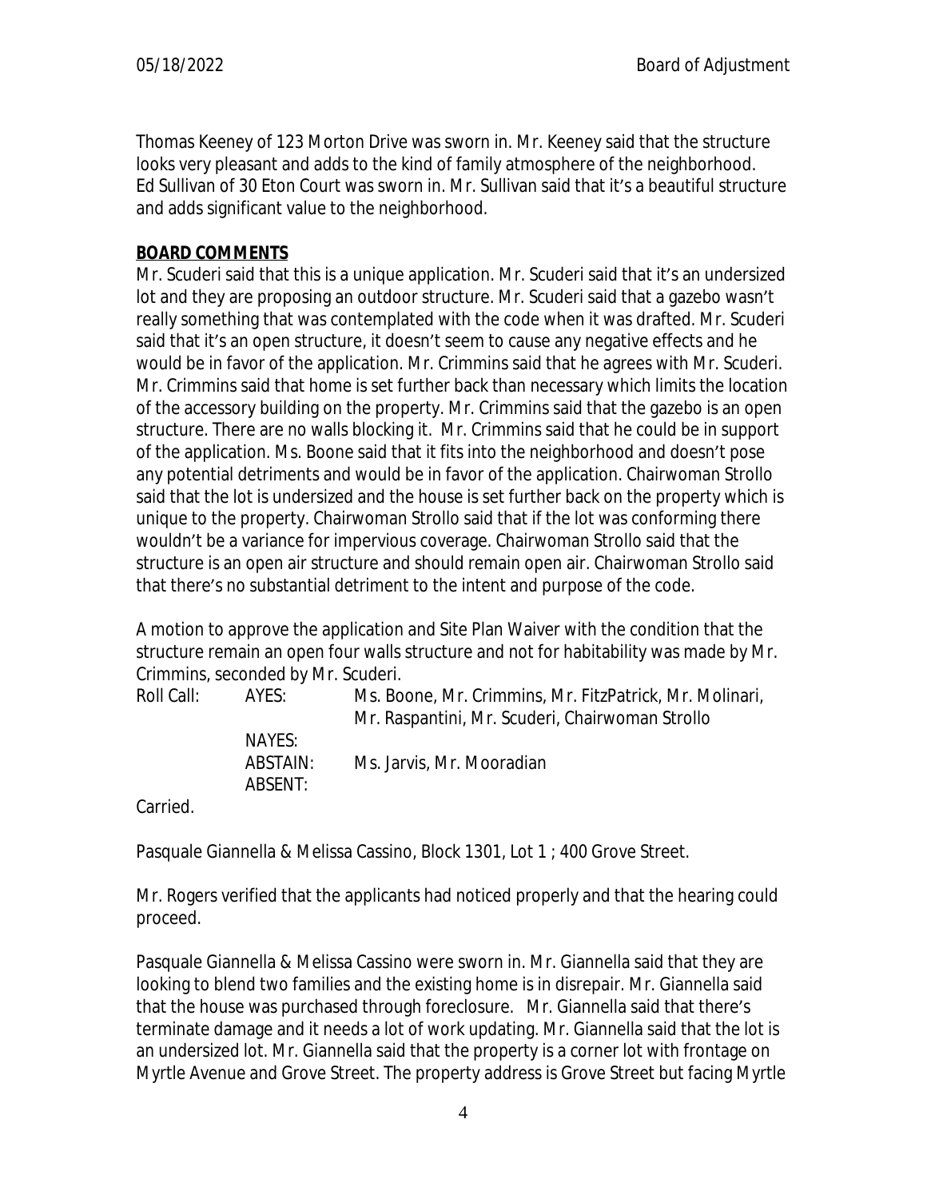Thomas Keeney of 123 Morton Drive was sworn in. Mr. Keeney said that the structure looks very pleasant and adds to the kind of family atmosphere of the neighborhood. Ed Sullivan of 30 Eton Court was sworn in. Mr. Sullivan said that it's a beautiful structure and adds significant value to the neighborhood.

**BOARD COMMENTS**

Mr. Scuderi said that this is a unique application. Mr. Scuderi said that it's an undersized lot and they are proposing an outdoor structure. Mr. Scuderi said that a gazebo wasn't really something that was contemplated with the code when it was drafted. Mr. Scuderi said that it's an open structure, it doesn't seem to cause any negative effects and he would be in favor of the application. Mr. Crimmins said that he agrees with Mr. Scuderi. Mr. Crimmins said that home is set further back than necessary which limits the location of the accessory building on the property. Mr. Crimmins said that the gazebo is an open structure. There are no walls blocking it. Mr. Crimmins said that he could be in support of the application. Ms. Boone said that it fits into the neighborhood and doesn't pose any potential detriments and would be in favor of the application. Chairwoman Strollo said that the lot is undersized and the house is set further back on the property which is unique to the property. Chairwoman Strollo said that if the lot was conforming there wouldn't be a variance for impervious coverage. Chairwoman Strollo said that the structure is an open air structure and should remain open air. Chairwoman Strollo said that there's no substantial detriment to the intent and purpose of the code.

A motion to approve the application and Site Plan Waiver with the condition that the structure remain an open four walls structure and not for habitability was made by Mr. Crimmins, seconded by Mr. Scuderi.

| Roll Call: | AYES: | Ms. Boone, Mr. Crimmins, Mr. FitzPatrick, Mr. Molinari, Mr. Raspantini, Mr. Scuderi, Chairwoman Strollo |
|---|---|---|
| | NAYES: | |
| | ABSTAIN: | Ms. Jarvis, Mr. Mooradian |
| | ABSENT: | |

Carried.

Pasquale Giannella & Melissa Cassino, Block 1301, Lot 1 ; 400 Grove Street.

Mr. Rogers verified that the applicants had noticed properly and that the hearing could proceed.

Pasquale Giannella & Melissa Cassino were sworn in. Mr. Giannella said that they are looking to blend two families and the existing home is in disrepair. Mr. Giannella said that the house was purchased through foreclosure. Mr. Giannella said that there's terminate damage and it needs a lot of work updating. Mr. Giannella said that the lot is an undersized lot. Mr. Giannella said that the property is a corner lot with frontage on Myrtle Avenue and Grove Street. The property address is Grove Street but facing Myrtle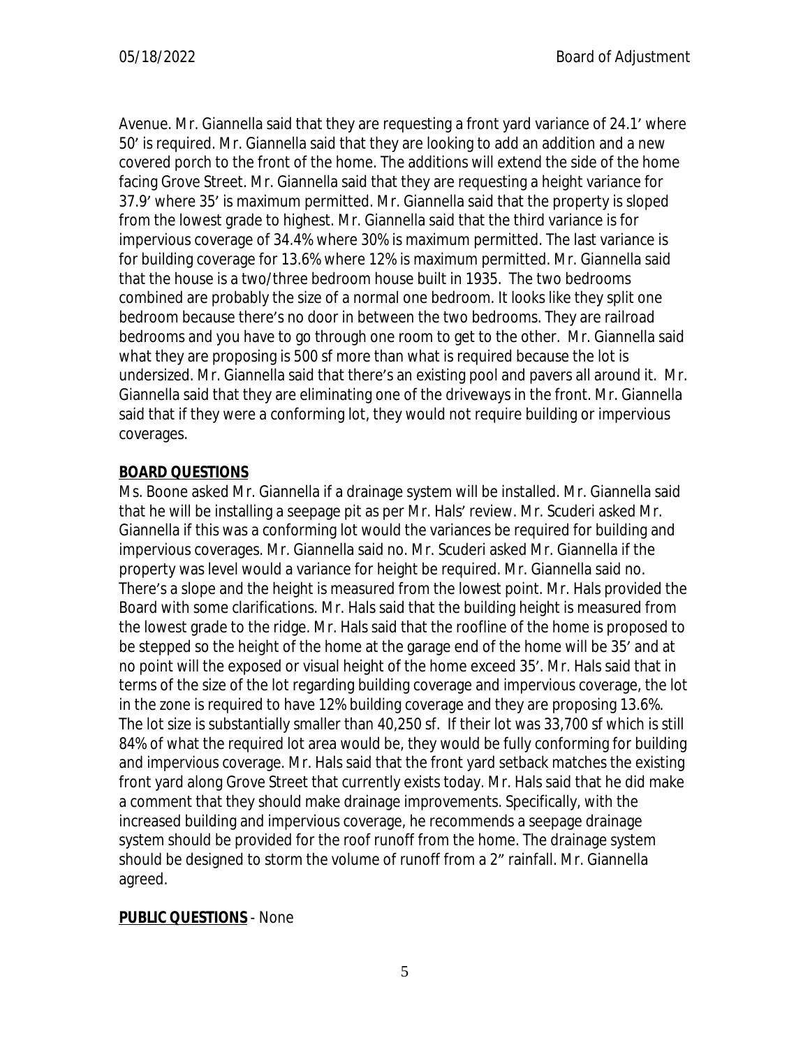Avenue. Mr. Giannella said that they are requesting a front yard variance of 24.1' where 50' is required. Mr. Giannella said that they are looking to add an addition and a new covered porch to the front of the home. The additions will extend the side of the home facing Grove Street. Mr. Giannella said that they are requesting a height variance for 37.9' where 35' is maximum permitted. Mr. Giannella said that the property is sloped from the lowest grade to highest. Mr. Giannella said that the third variance is for impervious coverage of 34.4% where 30% is maximum permitted. The last variance is for building coverage for 13.6% where 12% is maximum permitted. Mr. Giannella said that the house is a two/three bedroom house built in 1935. The two bedrooms combined are probably the size of a normal one bedroom. It looks like they split one bedroom because there's no door in between the two bedrooms. They are railroad bedrooms and you have to go through one room to get to the other. Mr. Giannella said what they are proposing is 500 sf more than what is required because the lot is undersized. Mr. Giannella said that there's an existing pool and pavers all around it. Mr. Giannella said that they are eliminating one of the driveways in the front. Mr. Giannella said that if they were a conforming lot, they would not require building or impervious coverages.

**BOARD QUESTIONS**

Ms. Boone asked Mr. Giannella if a drainage system will be installed. Mr. Giannella said that he will be installing a seepage pit as per Mr. Hals' review. Mr. Scuderi asked Mr. Giannella if this was a conforming lot would the variances be required for building and impervious coverages. Mr. Giannella said no. Mr. Scuderi asked Mr. Giannella if the property was level would a variance for height be required. Mr. Giannella said no. There's a slope and the height is measured from the lowest point. Mr. Hals provided the Board with some clarifications. Mr. Hals said that the building height is measured from the lowest grade to the ridge. Mr. Hals said that the roofline of the home is proposed to be stepped so the height of the home at the garage end of the home will be 35' and at no point will the exposed or visual height of the home exceed 35'. Mr. Hals said that in terms of the size of the lot regarding building coverage and impervious coverage, the lot in the zone is required to have 12% building coverage and they are proposing 13.6%. The lot size is substantially smaller than 40,250 sf. If their lot was 33,700 sf which is still 84% of what the required lot area would be, they would be fully conforming for building and impervious coverage. Mr. Hals said that the front yard setback matches the existing front yard along Grove Street that currently exists today. Mr. Hals said that he did make a comment that they should make drainage improvements. Specifically, with the increased building and impervious coverage, he recommends a seepage drainage system should be provided for the roof runoff from the home. The drainage system should be designed to storm the volume of runoff from a 2" rainfall. Mr. Giannella agreed.

**PUBLIC QUESTIONS** - None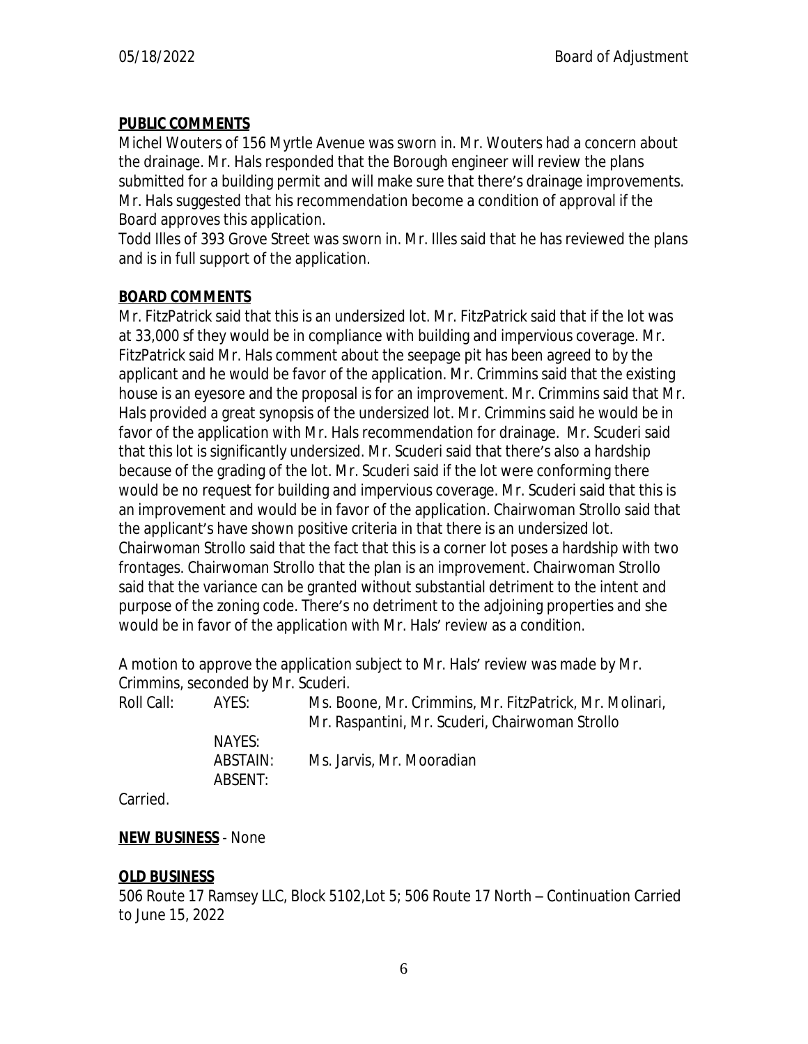## PUBLIC COMMENTS

Michel Wouters of 156 Myrtle Avenue was sworn in. Mr. Wouters had a concern about the drainage. Mr. Hals responded that the Borough engineer will review the plans submitted for a building permit and will make sure that there's drainage improvements. Mr. Hals suggested that his recommendation become a condition of approval if the Board approves this application.

Todd Illes of 393 Grove Street was sworn in. Mr. Illes said that he has reviewed the plans and is in full support of the application.

## BOARD COMMENTS

Mr. FitzPatrick said that this is an undersized lot. Mr. FitzPatrick said that if the lot was at 33,000 sf they would be in compliance with building and impervious coverage. Mr. FitzPatrick said Mr. Hals comment about the seepage pit has been agreed to by the applicant and he would be favor of the application. Mr. Crimmins said that the existing house is an eyesore and the proposal is for an improvement. Mr. Crimmins said that Mr. Hals provided a great synopsis of the undersized lot. Mr. Crimmins said he would be in favor of the application with Mr. Hals recommendation for drainage. Mr. Scuderi said that this lot is significantly undersized. Mr. Scuderi said that there's also a hardship because of the grading of the lot. Mr. Scuderi said if the lot were conforming there would be no request for building and impervious coverage. Mr. Scuderi said that this is an improvement and would be in favor of the application. Chairwoman Strollo said that the applicant's have shown positive criteria in that there is an undersized lot. Chairwoman Strollo said that the fact that this is a corner lot poses a hardship with two frontages. Chairwoman Strollo that the plan is an improvement. Chairwoman Strollo said that the variance can be granted without substantial detriment to the intent and purpose of the zoning code. There's no detriment to the adjoining properties and she would be in favor of the application with Mr. Hals' review as a condition.

A motion to approve the application subject to Mr. Hals' review was made by Mr. Crimmins, seconded by Mr. Scuderi.

| Roll Call: | AYES: | Ms. Boone, Mr. Crimmins, Mr. FitzPatrick, Mr. Molinari, Mr. Raspantini, Mr. Scuderi, Chairwoman Strollo |
|---|---|---|
| | NAYES: | |
| | ABSTAIN: | Ms. Jarvis, Mr. Mooradian |
| | ABSENT: | |

Carried.

**NEW BUSINESS** - None

## OLD BUSINESS

506 Route 17 Ramsey LLC, Block 5102,Lot 5; 506 Route 17 North – Continuation Carried to June 15, 2022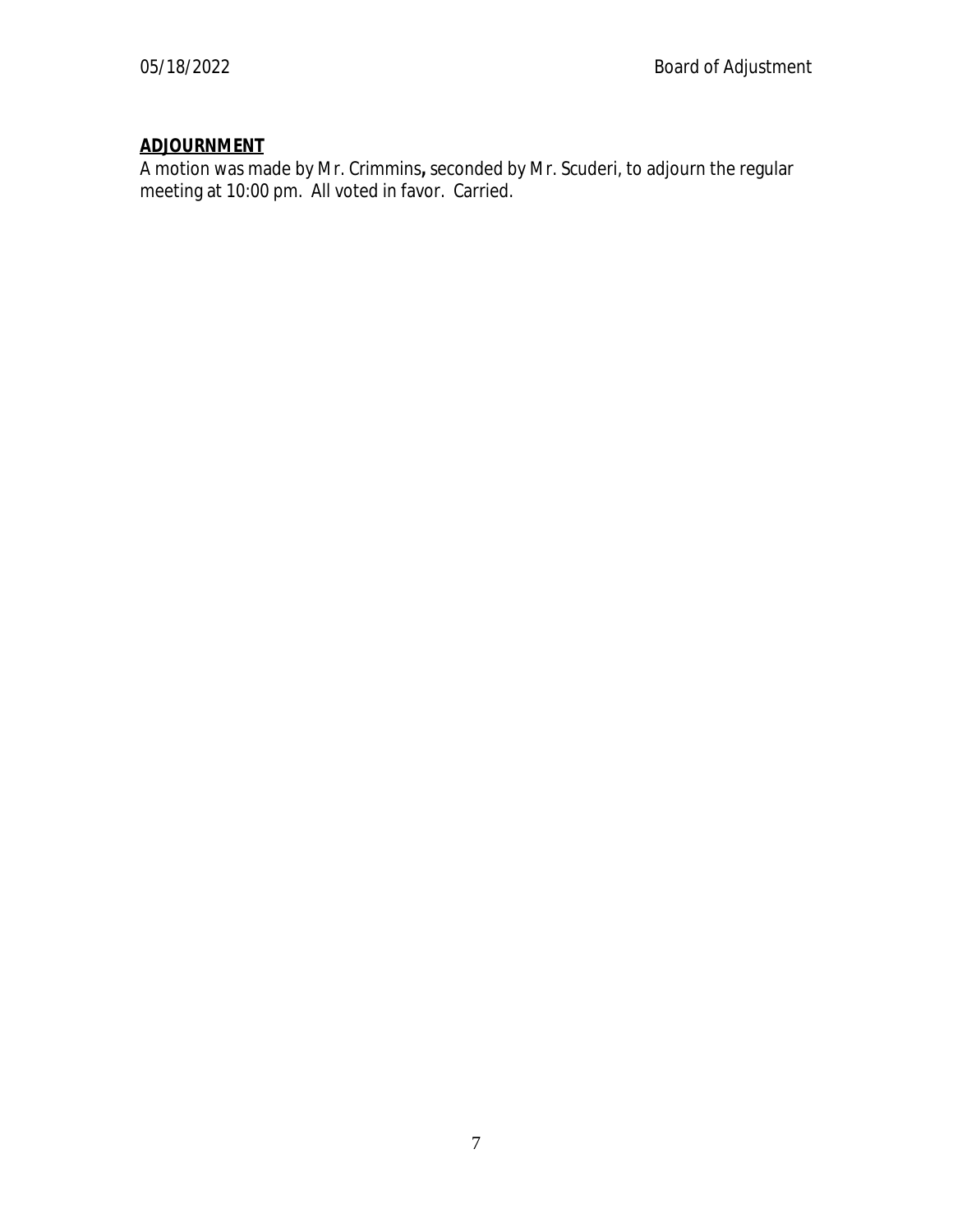**ADJOURNMENT**

A motion was made by Mr. Crimmins**,** seconded by Mr. Scuderi, to adjourn the regular meeting at 10:00 pm. All voted in favor. Carried.